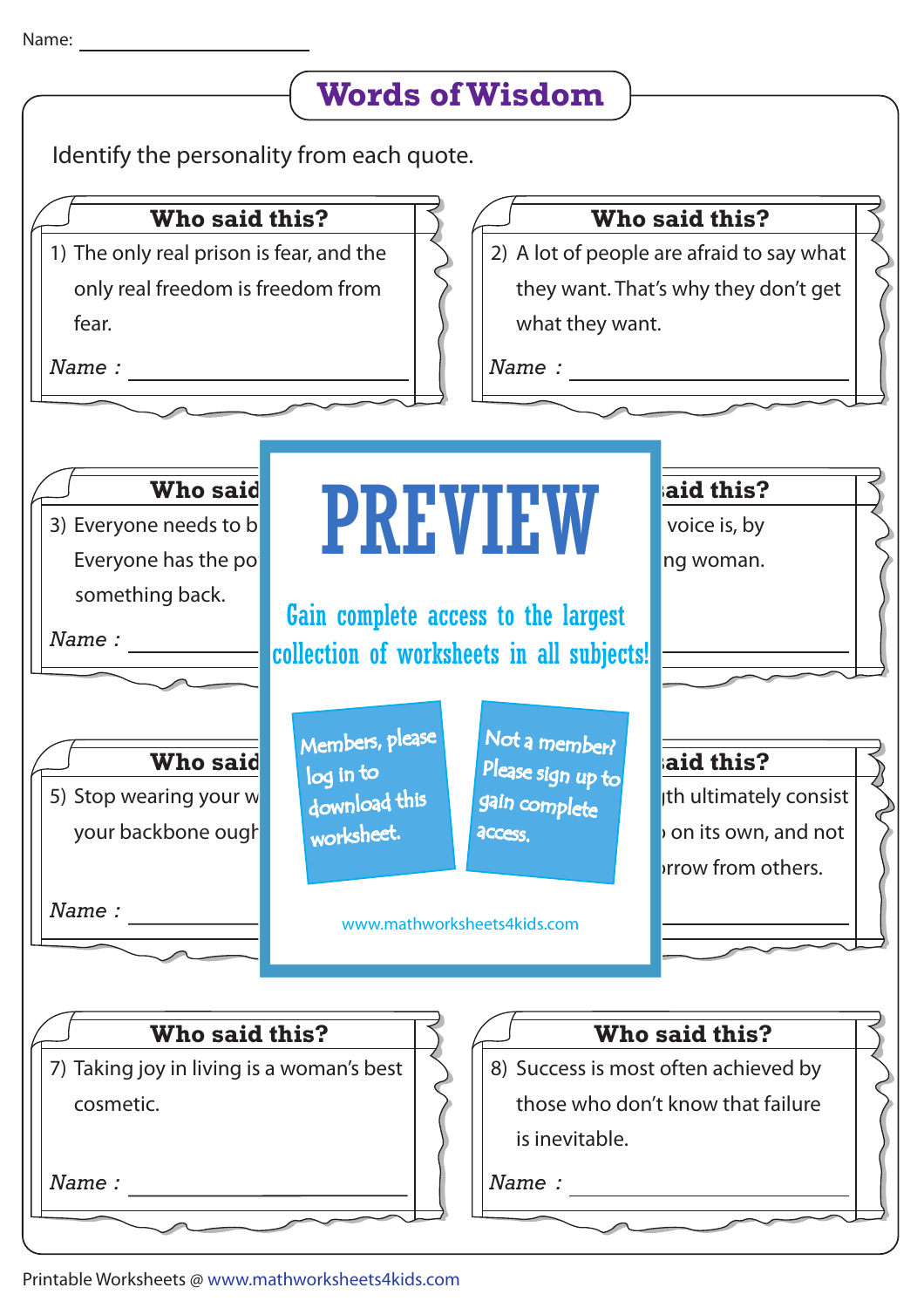Name: ______________________

# Words of Wisdom

Identify the personality from each quote.

### Who said this?

1) The only real prison is fear, and the only real freedom is freedom from fear.

*Name :* ______________________

### Who said this?

2) A lot of people are afraid to say what they want. That's why they don't get what they want.

*Name :* ______________________

### Who said

3) Everyone needs to b
Everyone has the po
something back.

*Name :* ______________________

### aid this?

voice is, by
ng woman.

______________________

# PREVIEW

Gain complete access to the largest collection of worksheets in all subjects!

Members, please log in to download this worksheet.

Not a member? Please sign up to gain complete access.

www.mathworksheets4kids.com

### Who said

5) Stop wearing your w
your backbone ough

*Name :* ______________________

### aid this?

th ultimately consist
on its own, and not
rrow from others.

______________________

### Who said this?

7) Taking joy in living is a woman's best cosmetic.

*Name :* ______________________

### Who said this?

8) Success is most often achieved by those who don't know that failure is inevitable.

*Name :* ______________________

Printable Worksheets @ www.mathworksheets4kids.com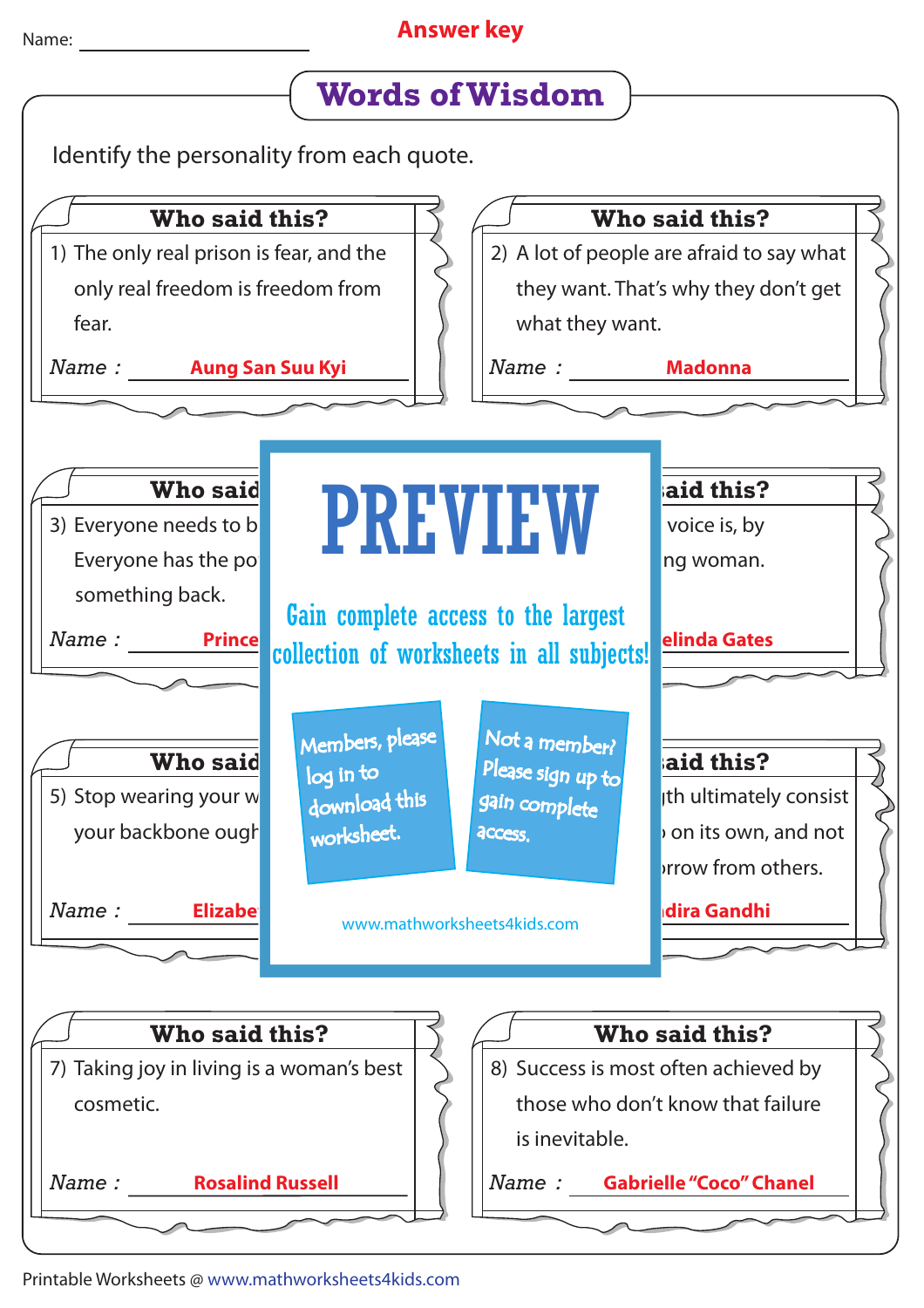Name: ____________

**Answer key**

# Words of Wisdom

Identify the personality from each quote.

### Who said this?

1) The only real prison is fear, and the only real freedom is freedom from fear.

*Name :* Aung San Suu Kyi

### Who said this?

2) A lot of people are afraid to say what they want. That's why they don't get what they want.

*Name :* Madonna

### Who said

3) Everyone needs to b Everyone has the po something back.

*Name :* Prince

### aid this?

voice is, by ng woman.

elinda Gates

### Who said

5) Stop wearing your w your backbone ough

*Name :* Elizabe

### aid this?

th ultimately consist on its own, and not rrow from others.

dira Gandhi

PREVIEW

Gain complete access to the largest collection of worksheets in all subjects!

Members, please log in to download this worksheet.

Not a member? Please sign up to gain complete access.

www.mathworksheets4kids.com

### Who said this?

7) Taking joy in living is a woman's best cosmetic.

*Name :* Rosalind Russell

### Who said this?

8) Success is most often achieved by those who don't know that failure is inevitable.

*Name :* Gabrielle "Coco" Chanel

Printable Worksheets @ www.mathworksheets4kids.com